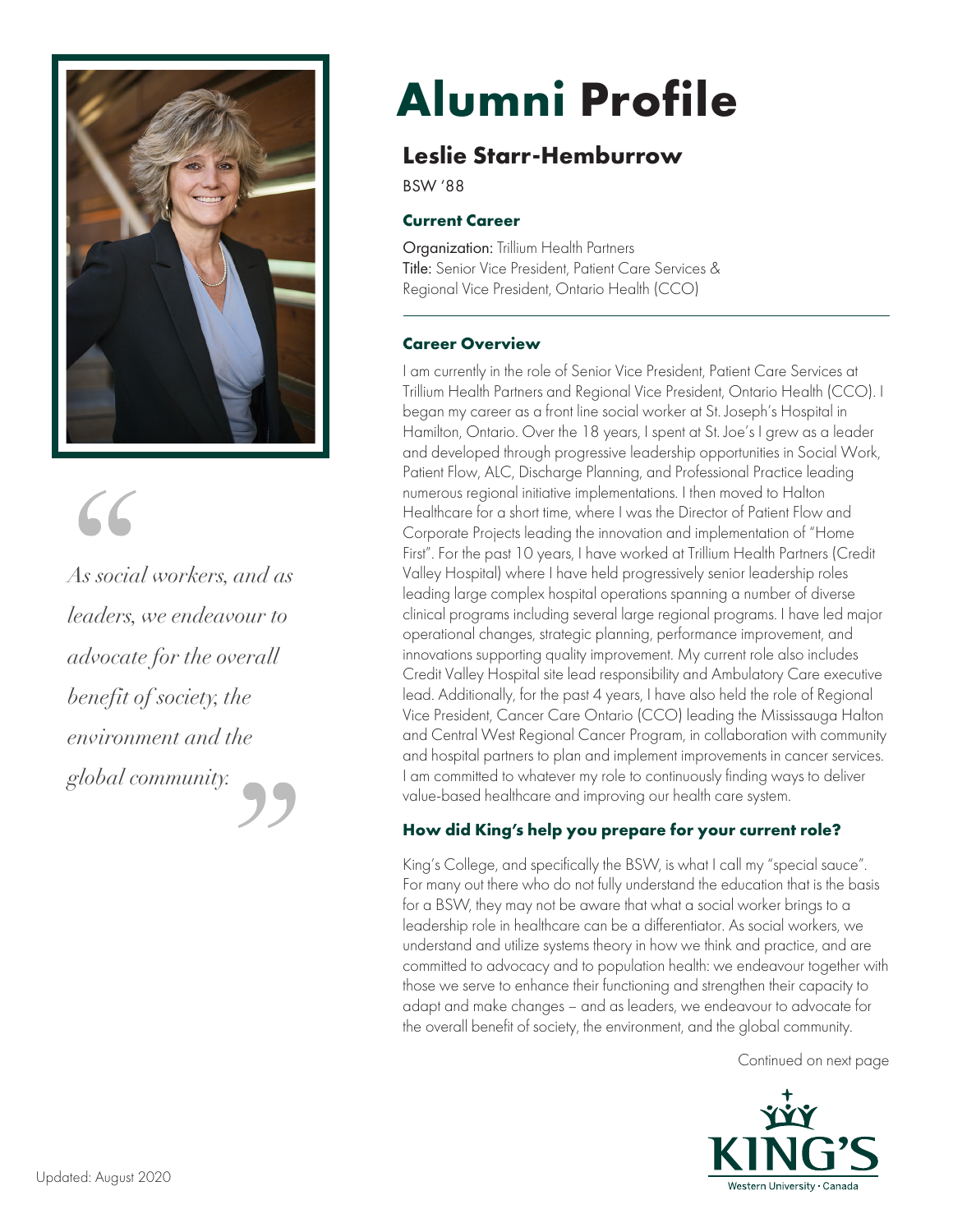# Alumni Profile

## Leslie Starr-Hemburrow

BSW '88

### Current Career

**Organization:** Trillium Health Partners
**Title:** Senior Vice President, Patient Care Services & Regional Vice President, Ontario Health (CCO)

> *As social workers, and as leaders, we endeavour to advocate for the overall benefit of society, the environment and the global community.*

### Career Overview

I am currently in the role of Senior Vice President, Patient Care Services at Trillium Health Partners and Regional Vice President, Ontario Health (CCO). I began my career as a front line social worker at St. Joseph's Hospital in Hamilton, Ontario. Over the 18 years, I spent at St. Joe's I grew as a leader and developed through progressive leadership opportunities in Social Work, Patient Flow, ALC, Discharge Planning, and Professional Practice leading numerous regional initiative implementations. I then moved to Halton Healthcare for a short time, where I was the Director of Patient Flow and Corporate Projects leading the innovation and implementation of "Home First". For the past 10 years, I have worked at Trillium Health Partners (Credit Valley Hospital) where I have held progressively senior leadership roles leading large complex hospital operations spanning a number of diverse clinical programs including several large regional programs. I have led major operational changes, strategic planning, performance improvement, and innovations supporting quality improvement. My current role also includes Credit Valley Hospital site lead responsibility and Ambulatory Care executive lead. Additionally, for the past 4 years, I have also held the role of Regional Vice President, Cancer Care Ontario (CCO) leading the Mississauga Halton and Central West Regional Cancer Program, in collaboration with community and hospital partners to plan and implement improvements in cancer services. I am committed to whatever my role to continuously finding ways to deliver value-based healthcare and improving our health care system.

### How did King's help you prepare for your current role?

King's College, and specifically the BSW, is what I call my "special sauce". For many out there who do not fully understand the education that is the basis for a BSW, they may not be aware that what a social worker brings to a leadership role in healthcare can be a differentiator. As social workers, we understand and utilize systems theory in how we think and practice, and are committed to advocacy and to population health: we endeavour together with those we serve to enhance their functioning and strengthen their capacity to adapt and make changes – and as leaders, we endeavour to advocate for the overall benefit of society, the environment, and the global community.

Continued on next page

Updated: August 2020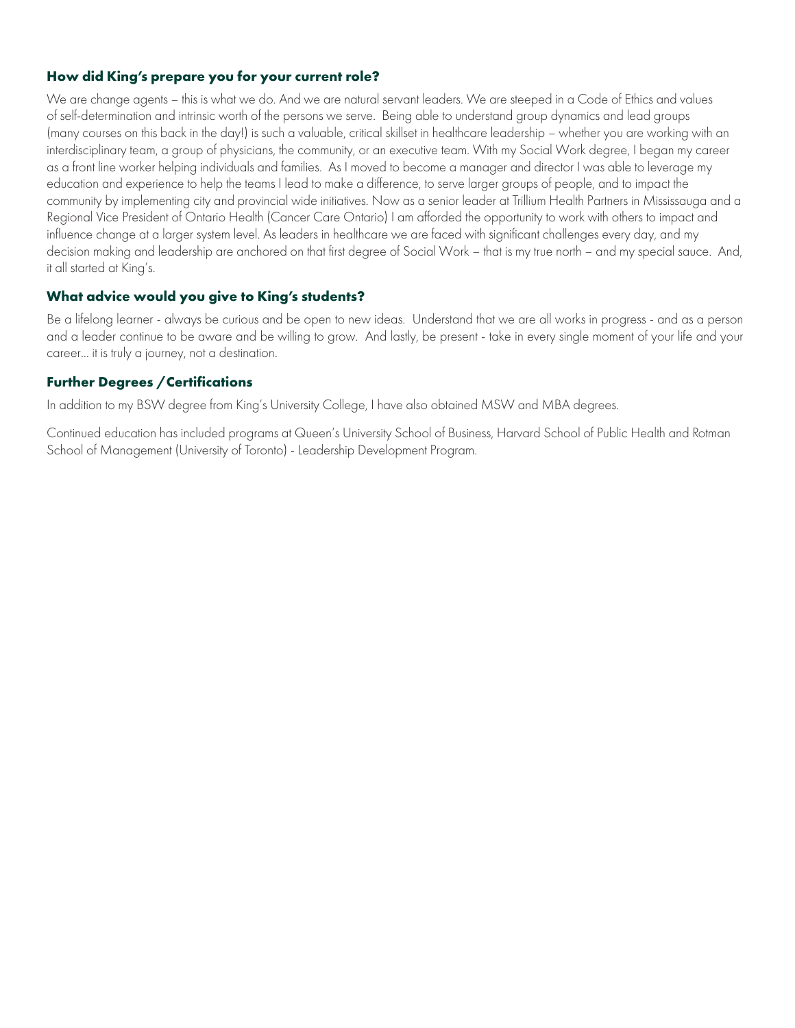### How did King's prepare you for your current role?

We are change agents – this is what we do. And we are natural servant leaders. We are steeped in a Code of Ethics and values of self-determination and intrinsic worth of the persons we serve. Being able to understand group dynamics and lead groups (many courses on this back in the day!) is such a valuable, critical skillset in healthcare leadership – whether you are working with an interdisciplinary team, a group of physicians, the community, or an executive team. With my Social Work degree, I began my career as a front line worker helping individuals and families. As I moved to become a manager and director I was able to leverage my education and experience to help the teams I lead to make a difference, to serve larger groups of people, and to impact the community by implementing city and provincial wide initiatives. Now as a senior leader at Trillium Health Partners in Mississauga and a Regional Vice President of Ontario Health (Cancer Care Ontario) I am afforded the opportunity to work with others to impact and influence change at a larger system level. As leaders in healthcare we are faced with significant challenges every day, and my decision making and leadership are anchored on that first degree of Social Work – that is my true north – and my special sauce. And, it all started at King's.

### What advice would you give to King's students?

Be a lifelong learner - always be curious and be open to new ideas. Understand that we are all works in progress - and as a person and a leader continue to be aware and be willing to grow. And lastly, be present - take in every single moment of your life and your career... it is truly a journey, not a destination.

### Further Degrees / Certifications

In addition to my BSW degree from King's University College, I have also obtained MSW and MBA degrees.

Continued education has included programs at Queen's University School of Business, Harvard School of Public Health and Rotman School of Management (University of Toronto) - Leadership Development Program.